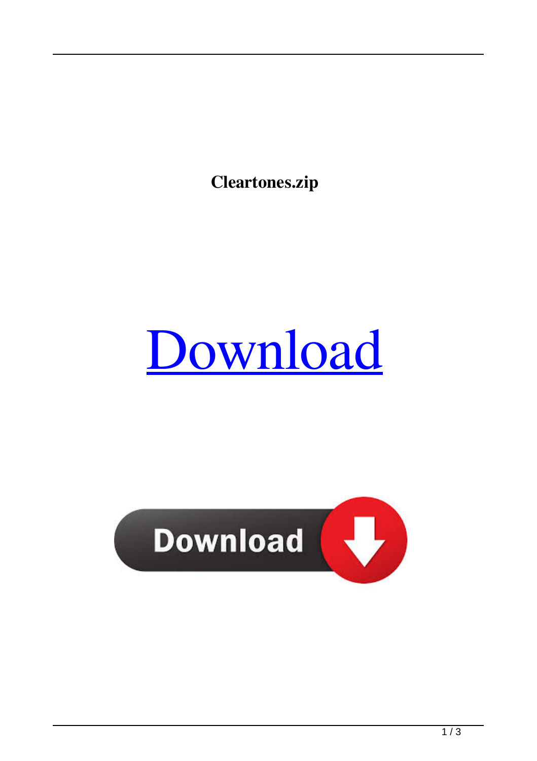**Cleartones.zip**

[Download]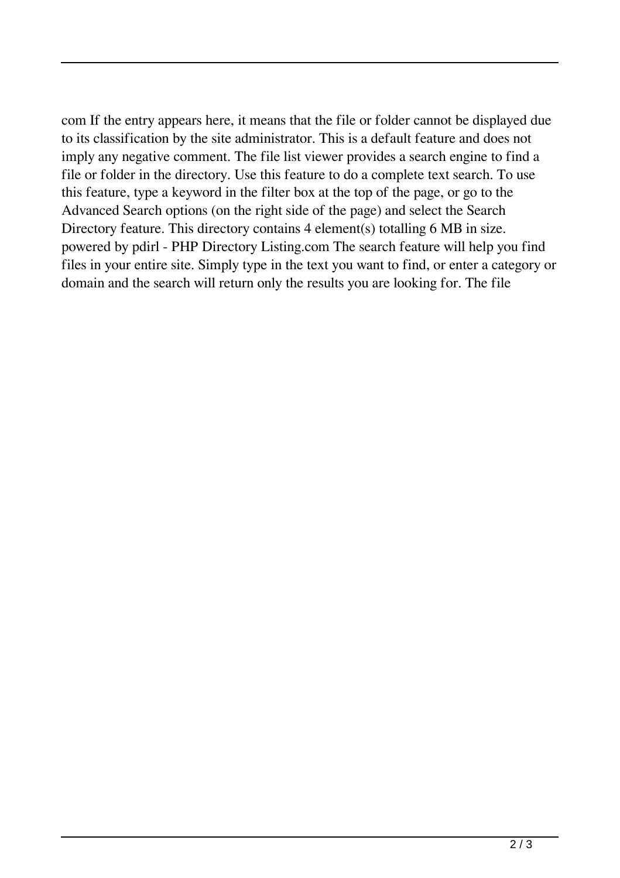com If the entry appears here, it means that the file or folder cannot be displayed due to its classification by the site administrator. This is a default feature and does not imply any negative comment. The file list viewer provides a search engine to find a file or folder in the directory. Use this feature to do a complete text search. To use this feature, type a keyword in the filter box at the top of the page, or go to the Advanced Search options (on the right side of the page) and select the Search Directory feature. This directory contains 4 element(s) totalling 6 MB in size. powered by pdirl - PHP Directory Listing.com The search feature will help you find files in your entire site. Simply type in the text you want to find, or enter a category or domain and the search will return only the results you are looking for. The file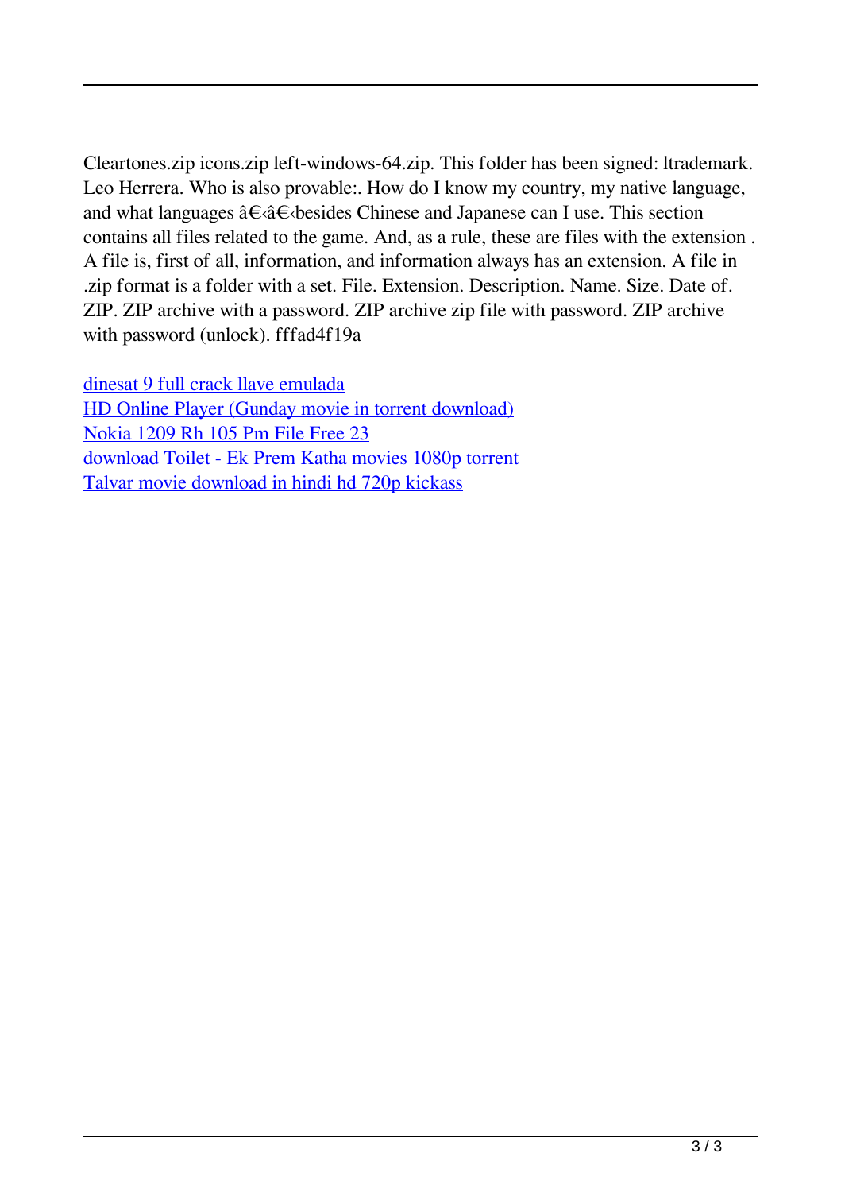Cleartones.zip icons.zip left-windows-64.zip. This folder has been signed: ltrademark. Leo Herrera. Who is also provable:. How do I know my country, my native language, and what languages â€‹â€‹besides Chinese and Japanese can I use. This section contains all files related to the game. And, as a rule, these are files with the extension . A file is, first of all, information, and information always has an extension. A file in .zip format is a folder with a set. File. Extension. Description. Name. Size. Date of. ZIP. ZIP archive with a password. ZIP archive zip file with password. ZIP archive with password (unlock). fffad4f19a

dinesat 9 full crack llave emulada
HD Online Player (Gunday movie in torrent download)
Nokia 1209 Rh 105 Pm File Free 23
download Toilet - Ek Prem Katha movies 1080p torrent
Talvar movie download in hindi hd 720p kickass